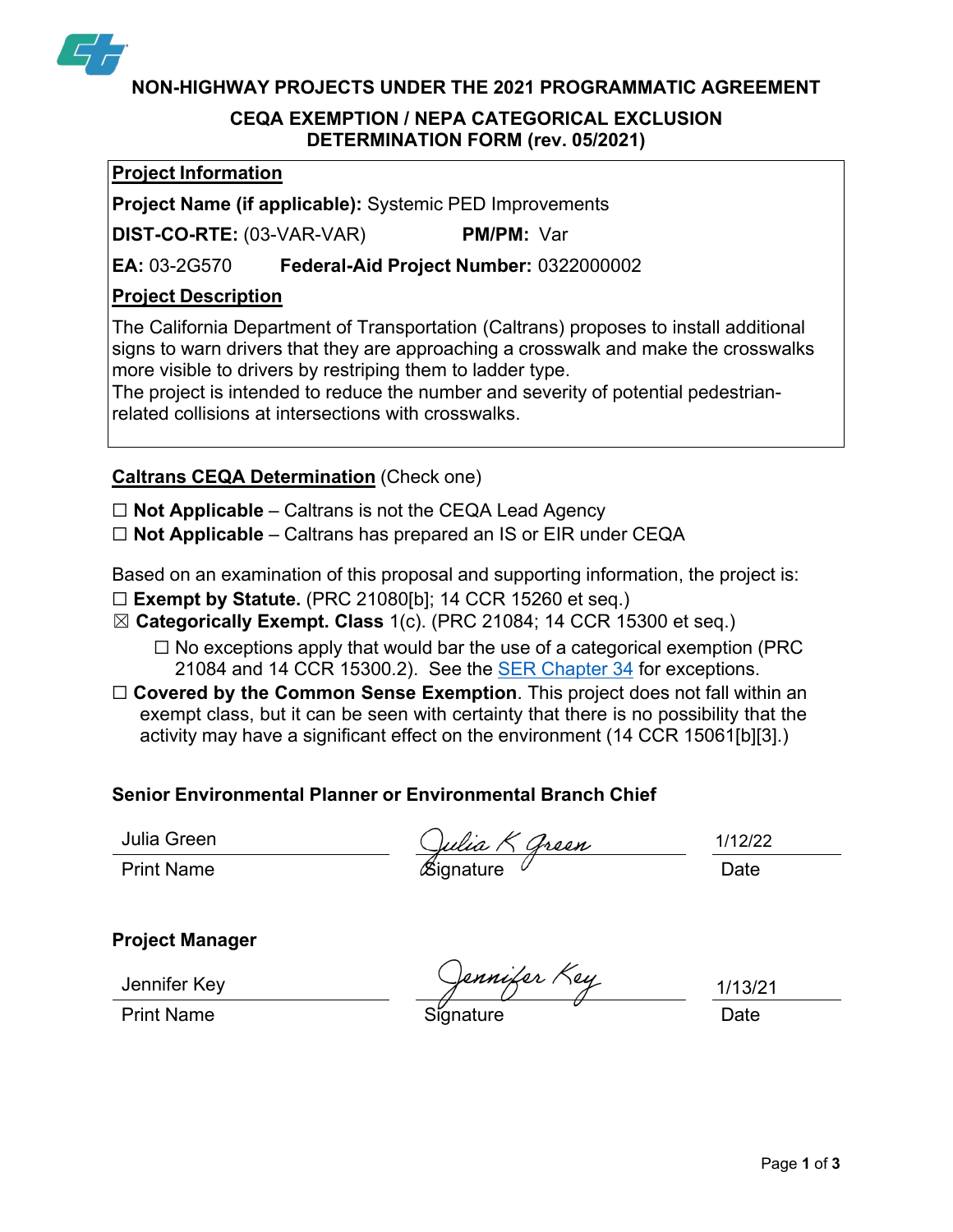# NON-HIGHWAY PROJECTS UNDER THE 2021 PROGRAMMATIC AGREEMENT

## CEQA EXEMPTION / NEPA CATEGORICAL EXCLUSION DETERMINATION FORM (rev. 05/2021)

**Project Information**

**Project Name (if applicable):** Systemic PED Improvements

**DIST-CO-RTE:** (03-VAR-VAR) **PM/PM:** Var

**EA:** 03-2G570 **Federal-Aid Project Number:** 0322000002

**Project Description**

The California Department of Transportation (Caltrans) proposes to install additional signs to warn drivers that they are approaching a crosswalk and make the crosswalks more visible to drivers by restriping them to ladder type.
The project is intended to reduce the number and severity of potential pedestrian-related collisions at intersections with crosswalks.

**Caltrans CEQA Determination** (Check one)

☐ **Not Applicable** – Caltrans is not the CEQA Lead Agency
☐ **Not Applicable** – Caltrans has prepared an IS or EIR under CEQA

Based on an examination of this proposal and supporting information, the project is:

☐ **Exempt by Statute.** (PRC 21080[b]; 14 CCR 15260 et seq.)
☒ **Categorically Exempt. Class** 1(c). (PRC 21084; 14 CCR 15300 et seq.)
- ☐ No exceptions apply that would bar the use of a categorical exemption (PRC 21084 and 14 CCR 15300.2). See the SER Chapter 34 for exceptions.

☐ **Covered by the Common Sense Exemption**. This project does not fall within an exempt class, but it can be seen with certainty that there is no possibility that the activity may have a significant effect on the environment (14 CCR 15061[b][3].)

**Senior Environmental Planner or Environmental Branch Chief**

| Julia Green | Julia K Green | 1/12/22 |
|---|---|---|
| Print Name | Signature | Date |

**Project Manager**

| Jennifer Key | Jennifer Key | 1/13/21 |
|---|---|---|
| Print Name | Signature | Date |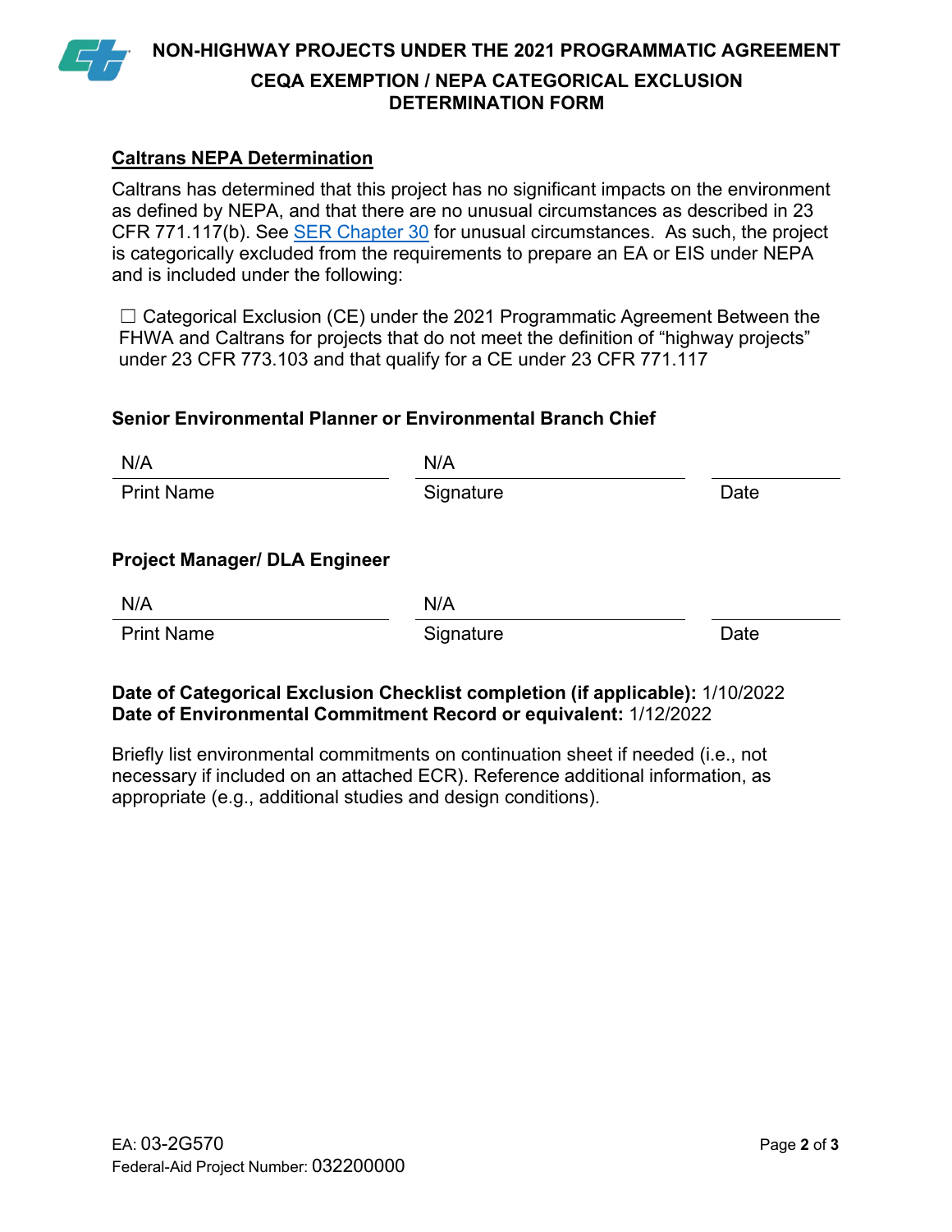## Caltrans NEPA Determination

Caltrans has determined that this project has no significant impacts on the environment as defined by NEPA, and that there are no unusual circumstances as described in 23 CFR 771.117(b). See SER Chapter 30 for unusual circumstances. As such, the project is categorically excluded from the requirements to prepare an EA or EIS under NEPA and is included under the following:

☐ Categorical Exclusion (CE) under the 2021 Programmatic Agreement Between the FHWA and Caltrans for projects that do not meet the definition of "highway projects" under 23 CFR 773.103 and that qualify for a CE under 23 CFR 771.117

**Senior Environmental Planner or Environmental Branch Chief**

| N/A | N/A | |
|---|---|---|
| Print Name | Signature | Date |

**Project Manager/ DLA Engineer**

| N/A | N/A | |
|---|---|---|
| Print Name | Signature | Date |

**Date of Categorical Exclusion Checklist completion (if applicable):** 1/10/2022
**Date of Environmental Commitment Record or equivalent:** 1/12/2022

Briefly list environmental commitments on continuation sheet if needed (i.e., not necessary if included on an attached ECR). Reference additional information, as appropriate (e.g., additional studies and design conditions).

EA: 03-2G570
Federal-Aid Project Number: 032200000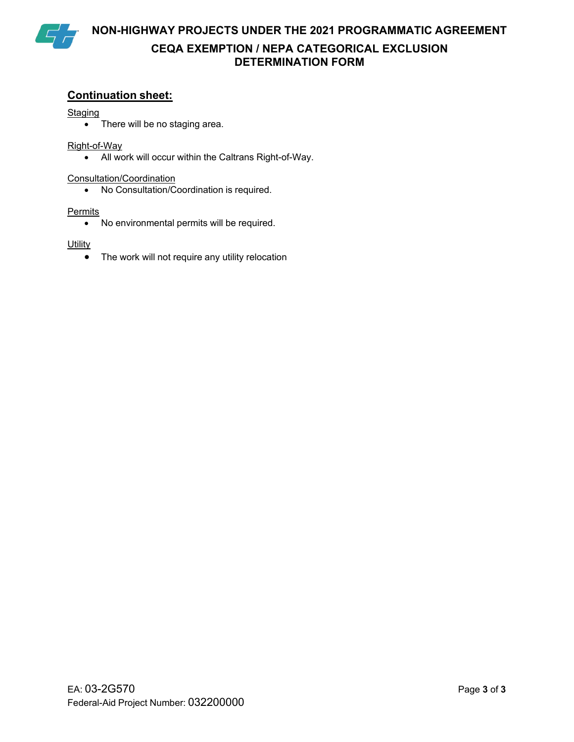## Continuation sheet:

Staging

- There will be no staging area.

Right-of-Way

- All work will occur within the Caltrans Right-of-Way.

Consultation/Coordination

- No Consultation/Coordination is required.

Permits

- No environmental permits will be required.

Utility

- The work will not require any utility relocation